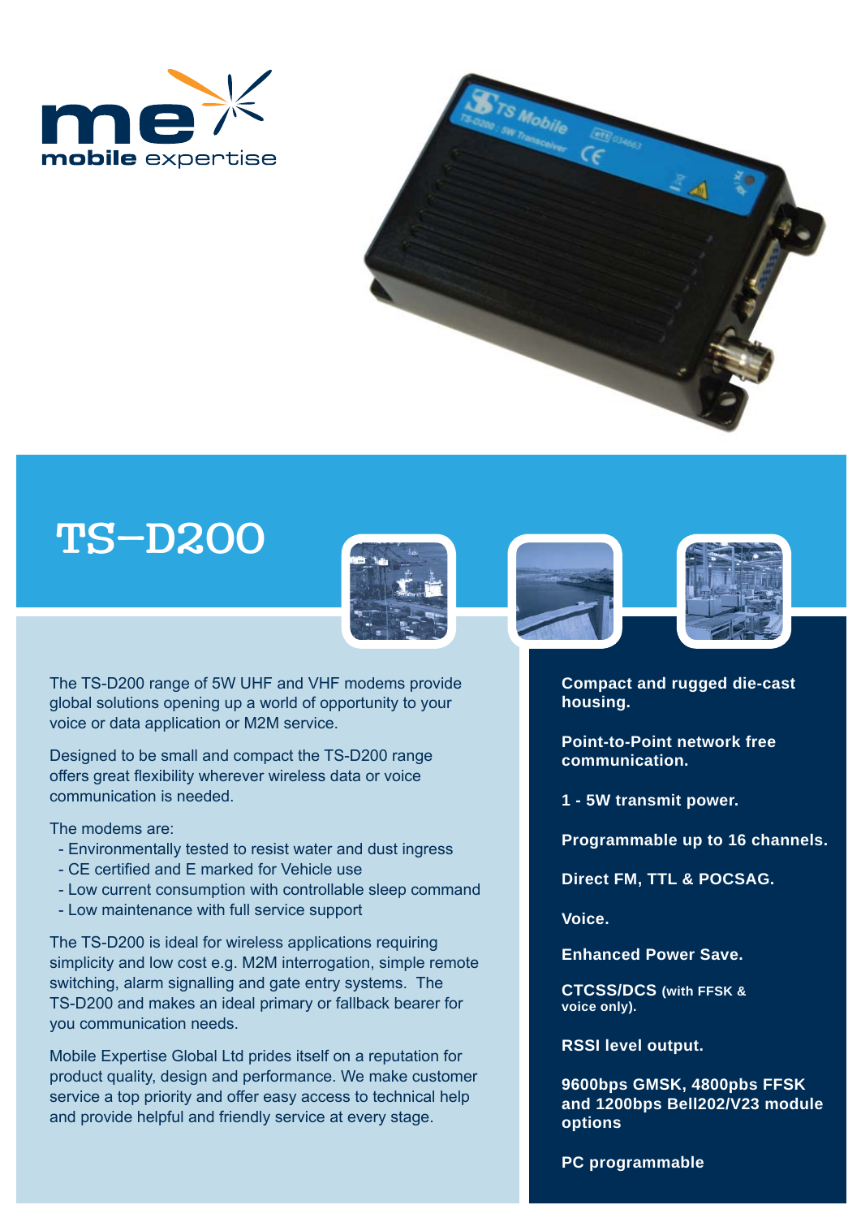me mobile expertise

# TS-D200

The TS-D200 range of 5W UHF and VHF modems provide global solutions opening up a world of opportunity to your voice or data application or M2M service.

Designed to be small and compact the TS-D200 range offers great flexibility wherever wireless data or voice communication is needed.

The modems are:

- Environmentally tested to resist water and dust ingress
- CE certified and E marked for Vehicle use
- Low current consumption with controllable sleep command
- Low maintenance with full service support

The TS-D200 is ideal for wireless applications requiring simplicity and low cost e.g. M2M interrogation, simple remote switching, alarm signalling and gate entry systems. The TS-D200 and makes an ideal primary or fallback bearer for you communication needs.

Mobile Expertise Global Ltd prides itself on a reputation for product quality, design and performance. We make customer service a top priority and offer easy access to technical help and provide helpful and friendly service at every stage.

**Compact and rugged die-cast housing.**

**Point-to-Point network free communication.**

**1 - 5W transmit power.**

**Programmable up to 16 channels.**

**Direct FM, TTL & POCSAG.**

**Voice.**

**Enhanced Power Save.**

**CTCSS/DCS (with FFSK & voice only).**

**RSSI level output.**

**9600bps GMSK, 4800pbs FFSK and 1200bps Bell202/V23 module options**

**PC programmable**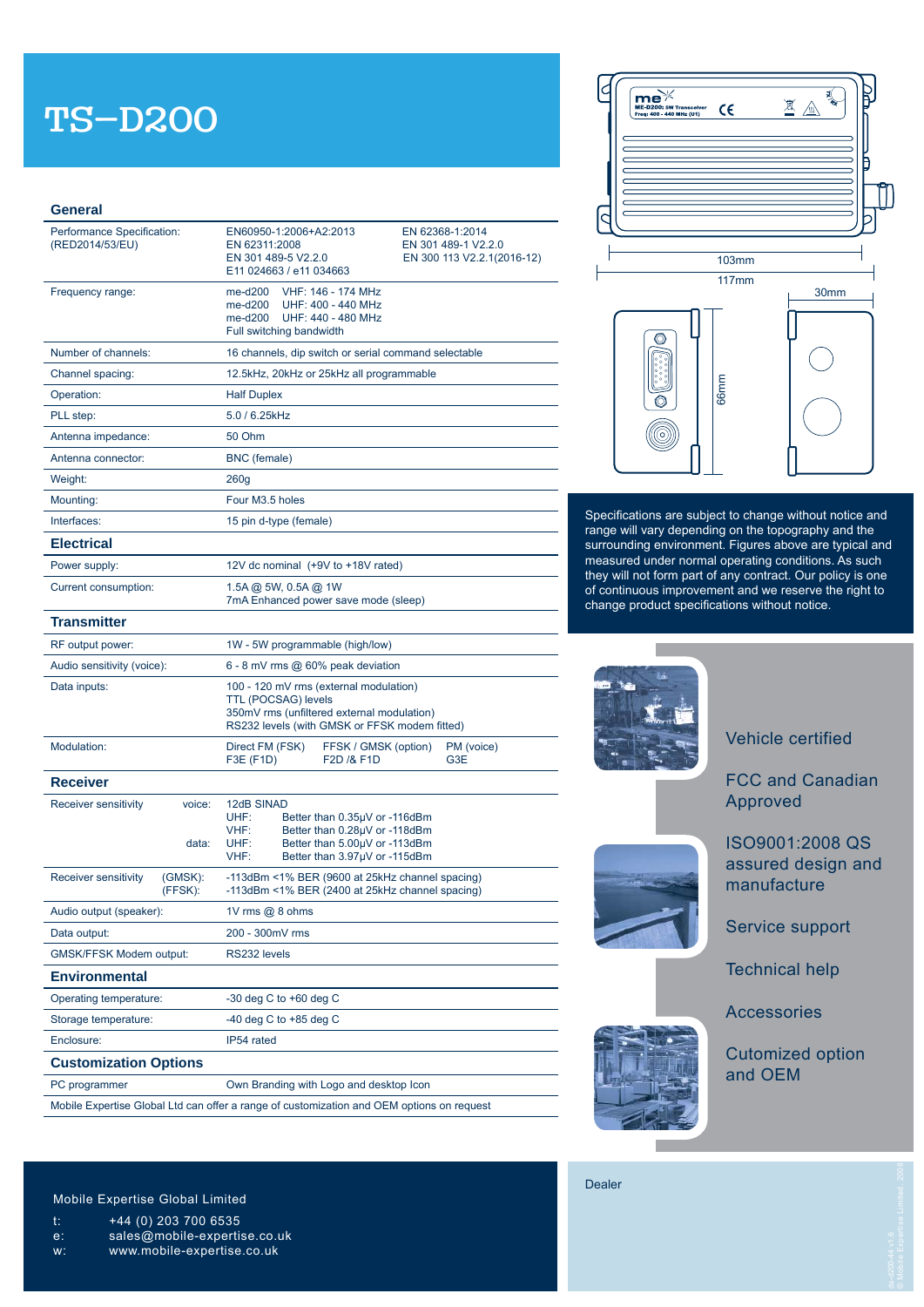# TS-D200

## General

| | |
|---|---|
| Performance Specification: (RED2014/53/EU) | EN60950-1:2006+A2:2013<br>EN 62311:2008<br>EN 301 489-5 V2.2.0<br>E11 024663 / e11 034663<br>EN 62368-1:2014<br>EN 301 489-1 V2.2.0<br>EN 300 113 V2.2.1(2016-12) |
| Frequency range: | me-d200 VHF: 146 - 174 MHz<br>me-d200 UHF: 400 - 440 MHz<br>me-d200 UHF: 440 - 480 MHz<br>Full switching bandwidth |
| Number of channels: | 16 channels, dip switch or serial command selectable |
| Channel spacing: | 12.5kHz, 20kHz or 25kHz all programmable |
| Operation: | Half Duplex |
| PLL step: | 5.0 / 6.25kHz |
| Antenna impedance: | 50 Ohm |
| Antenna connector: | BNC (female) |
| Weight: | 260g |
| Mounting: | Four M3.5 holes |
| Interfaces: | 15 pin d-type (female) |

## Electrical

| | |
|---|---|
| Power supply: | 12V dc nominal (+9V to +18V rated) |
| Current consumption: | 1.5A @ 5W, 0.5A @ 1W<br>7mA Enhanced power save mode (sleep) |

## Transmitter

| | |
|---|---|
| RF output power: | 1W - 5W programmable (high/low) |
| Audio sensitivity (voice): | 6 - 8 mV rms @ 60% peak deviation |
| Data inputs: | 100 - 120 mV rms (external modulation)<br>TTL (POCSAG) levels<br>350mV rms (unfiltered external modulation)<br>RS232 levels (with GMSK or FFSK modem fitted) |
| Modulation: | Direct FM (FSK) F3E (F1D)<br>FFSK / GMSK (option) F2D /& F1D<br>PM (voice) G3E |

## Receiver

| | |
|---|---|
| Receiver sensitivity voice: | 12dB SINAD<br>UHF: Better than 0.35μV or -116dBm<br>VHF: Better than 0.28μV or -118dBm |
| data: | UHF: Better than 5.00μV or -113dBm<br>VHF: Better than 3.97μV or -115dBm |
| Receiver sensitivity (GMSK):<br>(FFSK): | -113dBm <1% BER (9600 at 25kHz channel spacing)<br>-113dBm <1% BER (2400 at 25kHz channel spacing) |
| Audio output (speaker): | 1V rms @ 8 ohms |
| Data output: | 200 - 300mV rms |
| GMSK/FFSK Modem output: | RS232 levels |

## Environmental

| | |
|---|---|
| Operating temperature: | -30 deg C to +60 deg C |
| Storage temperature: | -40 deg C to +85 deg C |
| Enclosure: | IP54 rated |

## Customization Options

| | |
|---|---|
| PC programmer | Own Branding with Logo and desktop Icon |

Mobile Expertise Global Ltd can offer a range of customization and OEM options on request

me ME-D200: 5W Transceiver Freq: 400 - 440 MHz (U1)

103mm

117mm

30mm

66mm

Specifications are subject to change without notice and range will vary depending on the topography and the surrounding environment. Figures above are typical and measured under normal operating conditions. As such they will not form part of any contract. Our policy is one of continuous improvement and we reserve the right to change product specifications without notice.

Vehicle certified

FCC and Canadian Approved

ISO9001:2008 QS assured design and manufacture

Service support

Technical help

Accessories

Cutomized option and OEM

Mobile Expertise Global Limited

t: +44 (0) 203 700 6535
e: sales@mobile-expertise.co.uk
w: www.mobile-expertise.co.uk

Dealer